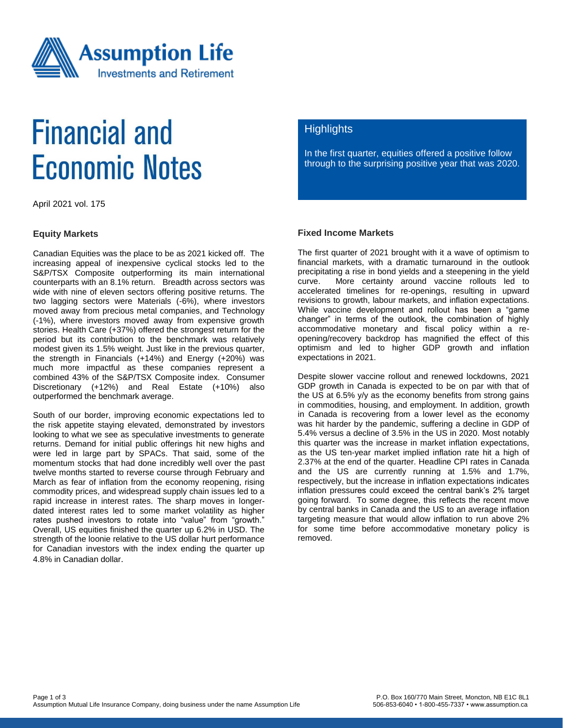# Financial and Economic Notes

April 2021 vol. 175

## Highlights

In the first quarter, equities offered a positive follow through to the surprising positive year that was 2020.

### Equity Markets

Canadian Equities was the place to be as 2021 kicked off. The increasing appeal of inexpensive cyclical stocks led to the S&P/TSX Composite outperforming its main international counterparts with an 8.1% return. Breadth across sectors was wide with nine of eleven sectors offering positive returns. The two lagging sectors were Materials (-6%), where investors moved away from precious metal companies, and Technology (-1%), where investors moved away from expensive growth stories. Health Care (+37%) offered the strongest return for the period but its contribution to the benchmark was relatively modest given its 1.5% weight. Just like in the previous quarter, the strength in Financials (+14%) and Energy (+20%) was much more impactful as these companies represent a combined 43% of the S&P/TSX Composite index. Consumer Discretionary (+12%) and Real Estate (+10%) also outperformed the benchmark average.

South of our border, improving economic expectations led to the risk appetite staying elevated, demonstrated by investors looking to what we see as speculative investments to generate returns. Demand for initial public offerings hit new highs and were led in large part by SPACs. That said, some of the momentum stocks that had done incredibly well over the past twelve months started to reverse course through February and March as fear of inflation from the economy reopening, rising commodity prices, and widespread supply chain issues led to a rapid increase in interest rates. The sharp moves in longer-dated interest rates led to some market volatility as higher rates pushed investors to rotate into "value" from "growth." Overall, US equities finished the quarter up 6.2% in USD. The strength of the loonie relative to the US dollar hurt performance for Canadian investors with the index ending the quarter up 4.8% in Canadian dollar.

### Fixed Income Markets

The first quarter of 2021 brought with it a wave of optimism to financial markets, with a dramatic turnaround in the outlook precipitating a rise in bond yields and a steepening in the yield curve. More certainty around vaccine rollouts led to accelerated timelines for re-openings, resulting in upward revisions to growth, labour markets, and inflation expectations. While vaccine development and rollout has been a "game changer" in terms of the outlook, the combination of highly accommodative monetary and fiscal policy within a re-opening/recovery backdrop has magnified the effect of this optimism and led to higher GDP growth and inflation expectations in 2021.

Despite slower vaccine rollout and renewed lockdowns, 2021 GDP growth in Canada is expected to be on par with that of the US at 6.5% y/y as the economy benefits from strong gains in commodities, housing, and employment. In addition, growth in Canada is recovering from a lower level as the economy was hit harder by the pandemic, suffering a decline in GDP of 5.4% versus a decline of 3.5% in the US in 2020. Most notably this quarter was the increase in market inflation expectations, as the US ten-year market implied inflation rate hit a high of 2.37% at the end of the quarter. Headline CPI rates in Canada and the US are currently running at 1.5% and 1.7%, respectively, but the increase in inflation expectations indicates inflation pressures could exceed the central bank's 2% target going forward. To some degree, this reflects the recent move by central banks in Canada and the US to an average inflation targeting measure that would allow inflation to run above 2% for some time before accommodative monetary policy is removed.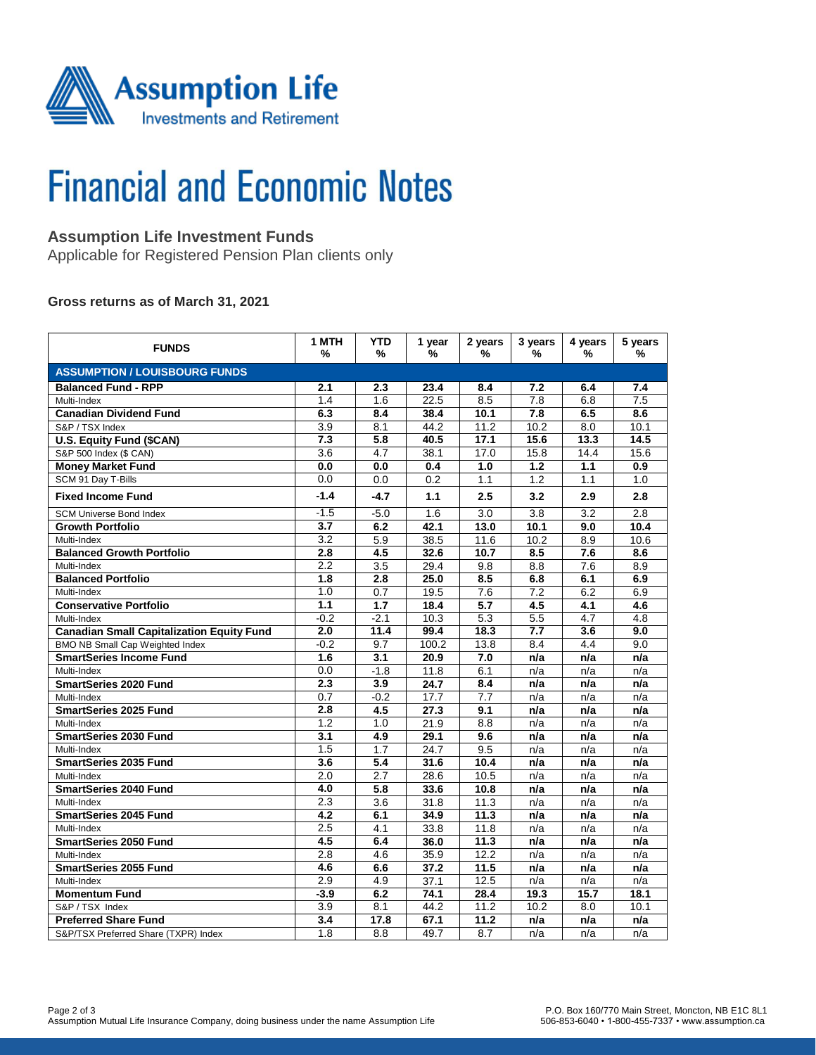# Financial and Economic Notes

## Assumption Life Investment Funds

Applicable for Registered Pension Plan clients only

### Gross returns as of March 31, 2021

| FUNDS | 1 MTH % | YTD % | 1 year % | 2 years % | 3 years % | 4 years % | 5 years % |
|---|---|---|---|---|---|---|---|
| **ASSUMPTION / LOUISBOURG FUNDS** | | | | | | | |
| **Balanced Fund - RPP** | **2.1** | **2.3** | **23.4** | **8.4** | **7.2** | **6.4** | **7.4** |
| Multi-Index | 1.4 | 1.6 | 22.5 | 8.5 | 7.8 | 6.8 | 7.5 |
| **Canadian Dividend Fund** | **6.3** | **8.4** | **38.4** | **10.1** | **7.8** | **6.5** | **8.6** |
| S&P / TSX Index | 3.9 | 8.1 | 44.2 | 11.2 | 10.2 | 8.0 | 10.1 |
| **U.S. Equity Fund ($CAN)** | **7.3** | **5.8** | **40.5** | **17.1** | **15.6** | **13.3** | **14.5** |
| S&P 500 Index ($ CAN) | 3.6 | 4.7 | 38.1 | 17.0 | 15.8 | 14.4 | 15.6 |
| **Money Market Fund** | **0.0** | **0.0** | **0.4** | **1.0** | **1.2** | **1.1** | **0.9** |
| SCM 91 Day T-Bills | 0.0 | 0.0 | 0.2 | 1.1 | 1.2 | 1.1 | 1.0 |
| **Fixed Income Fund** | **-1.4** | **-4.7** | **1.1** | **2.5** | **3.2** | **2.9** | **2.8** |
| SCM Universe Bond Index | -1.5 | -5.0 | 1.6 | 3.0 | 3.8 | 3.2 | 2.8 |
| **Growth Portfolio** | **3.7** | **6.2** | **42.1** | **13.0** | **10.1** | **9.0** | **10.4** |
| Multi-Index | 3.2 | 5.9 | 38.5 | 11.6 | 10.2 | 8.9 | 10.6 |
| **Balanced Growth Portfolio** | **2.8** | **4.5** | **32.6** | **10.7** | **8.5** | **7.6** | **8.6** |
| Multi-Index | 2.2 | 3.5 | 29.4 | 9.8 | 8.8 | 7.6 | 8.9 |
| **Balanced Portfolio** | **1.8** | **2.8** | **25.0** | **8.5** | **6.8** | **6.1** | **6.9** |
| Multi-Index | 1.0 | 0.7 | 19.5 | 7.6 | 7.2 | 6.2 | 6.9 |
| **Conservative Portfolio** | **1.1** | **1.7** | **18.4** | **5.7** | **4.5** | **4.1** | **4.6** |
| Multi-Index | -0.2 | -2.1 | 10.3 | 5.3 | 5.5 | 4.7 | 4.8 |
| **Canadian Small Capitalization Equity Fund** | **2.0** | **11.4** | **99.4** | **18.3** | **7.7** | **3.6** | **9.0** |
| BMO NB Small Cap Weighted Index | -0.2 | 9.7 | 100.2 | 13.8 | 8.4 | 4.4 | 9.0 |
| **SmartSeries Income Fund** | **1.6** | **3.1** | **20.9** | **7.0** | **n/a** | **n/a** | **n/a** |
| Multi-Index | 0.0 | -1.8 | 11.8 | 6.1 | n/a | n/a | n/a |
| **SmartSeries 2020 Fund** | **2.3** | **3.9** | **24.7** | **8.4** | **n/a** | **n/a** | **n/a** |
| Multi-Index | 0.7 | -0.2 | 17.7 | 7.7 | n/a | n/a | n/a |
| **SmartSeries 2025 Fund** | **2.8** | **4.5** | **27.3** | **9.1** | **n/a** | **n/a** | **n/a** |
| Multi-Index | 1.2 | 1.0 | 21.9 | 8.8 | n/a | n/a | n/a |
| **SmartSeries 2030 Fund** | **3.1** | **4.9** | **29.1** | **9.6** | **n/a** | **n/a** | **n/a** |
| Multi-Index | 1.5 | 1.7 | 24.7 | 9.5 | n/a | n/a | n/a |
| **SmartSeries 2035 Fund** | **3.6** | **5.4** | **31.6** | **10.4** | **n/a** | **n/a** | **n/a** |
| Multi-Index | 2.0 | 2.7 | 28.6 | 10.5 | n/a | n/a | n/a |
| **SmartSeries 2040 Fund** | **4.0** | **5.8** | **33.6** | **10.8** | **n/a** | **n/a** | **n/a** |
| Multi-Index | 2.3 | 3.6 | 31.8 | 11.3 | n/a | n/a | n/a |
| **SmartSeries 2045 Fund** | **4.2** | **6.1** | **34.9** | **11.3** | **n/a** | **n/a** | **n/a** |
| Multi-Index | 2.5 | 4.1 | 33.8 | 11.8 | n/a | n/a | n/a |
| **SmartSeries 2050 Fund** | **4.5** | **6.4** | **36.0** | **11.3** | **n/a** | **n/a** | **n/a** |
| Multi-Index | 2.8 | 4.6 | 35.9 | 12.2 | n/a | n/a | n/a |
| **SmartSeries 2055 Fund** | **4.6** | **6.6** | **37.2** | **11.5** | **n/a** | **n/a** | **n/a** |
| Multi-Index | 2.9 | 4.9 | 37.1 | 12.5 | n/a | n/a | n/a |
| **Momentum Fund** | **-3.9** | **6.2** | **74.1** | **28.4** | **19.3** | **15.7** | **18.1** |
| S&P / TSX Index | 3.9 | 8.1 | 44.2 | 11.2 | 10.2 | 8.0 | 10.1 |
| **Preferred Share Fund** | **3.4** | **17.8** | **67.1** | **11.2** | **n/a** | **n/a** | **n/a** |
| S&P/TSX Preferred Share (TXPR) Index | 1.8 | 8.8 | 49.7 | 8.7 | n/a | n/a | n/a |

Assumption Mutual Life Insurance Company, doing business under the name Assumption Life

P.O. Box 160/770 Main Street, Moncton, NB E1C 8L1
506-853-6040 • 1-800-455-7337 • www.assumption.ca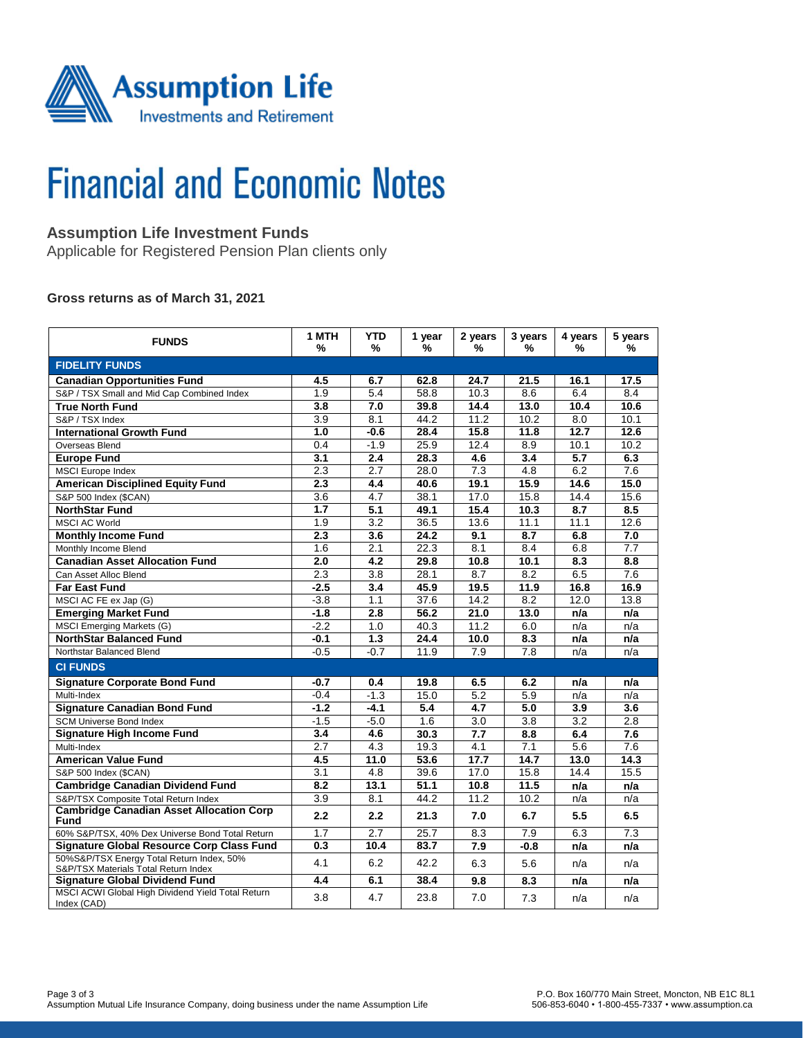Assumption Life
Investments and Retirement

# Financial and Economic Notes

## Assumption Life Investment Funds

Applicable for Registered Pension Plan clients only

### Gross returns as of March 31, 2021

| FUNDS | 1 MTH % | YTD % | 1 year % | 2 years % | 3 years % | 4 years % | 5 years % |
|---|---|---|---|---|---|---|---|
| **FIDELITY FUNDS** | | | | | | | |
| **Canadian Opportunities Fund** | **4.5** | **6.7** | **62.8** | **24.7** | **21.5** | **16.1** | **17.5** |
| S&P / TSX Small and Mid Cap Combined Index | 1.9 | 5.4 | 58.8 | 10.3 | 8.6 | 6.4 | 8.4 |
| **True North Fund** | **3.8** | **7.0** | **39.8** | **14.4** | **13.0** | **10.4** | **10.6** |
| S&P / TSX Index | 3.9 | 8.1 | 44.2 | 11.2 | 10.2 | 8.0 | 10.1 |
| **International Growth Fund** | **1.0** | **-0.6** | **28.4** | **15.8** | **11.8** | **12.7** | **12.6** |
| Overseas Blend | 0.4 | -1.9 | 25.9 | 12.4 | 8.9 | 10.1 | 10.2 |
| **Europe Fund** | **3.1** | **2.4** | **28.3** | **4.6** | **3.4** | **5.7** | **6.3** |
| MSCI Europe Index | 2.3 | 2.7 | 28.0 | 7.3 | 4.8 | 6.2 | 7.6 |
| **American Disciplined Equity Fund** | **2.3** | **4.4** | **40.6** | **19.1** | **15.9** | **14.6** | **15.0** |
| S&P 500 Index ($CAN) | 3.6 | 4.7 | 38.1 | 17.0 | 15.8 | 14.4 | 15.6 |
| **NorthStar Fund** | **1.7** | **5.1** | **49.1** | **15.4** | **10.3** | **8.7** | **8.5** |
| MSCI AC World | 1.9 | 3.2 | 36.5 | 13.6 | 11.1 | 11.1 | 12.6 |
| **Monthly Income Fund** | **2.3** | **3.6** | **24.2** | **9.1** | **8.7** | **6.8** | **7.0** |
| Monthly Income Blend | 1.6 | 2.1 | 22.3 | 8.1 | 8.4 | 6.8 | 7.7 |
| **Canadian Asset Allocation Fund** | **2.0** | **4.2** | **29.8** | **10.8** | **10.1** | **8.3** | **8.8** |
| Can Asset Alloc Blend | 2.3 | 3.8 | 28.1 | 8.7 | 8.2 | 6.5 | 7.6 |
| **Far East Fund** | **-2.5** | **3.4** | **45.9** | **19.5** | **11.9** | **16.8** | **16.9** |
| MSCI AC FE ex Jap (G) | -3.8 | 1.1 | 37.6 | 14.2 | 8.2 | 12.0 | 13.8 |
| **Emerging Market Fund** | **-1.8** | **2.8** | **56.2** | **21.0** | **13.0** | **n/a** | **n/a** |
| MSCI Emerging Markets (G) | -2.2 | 1.0 | 40.3 | 11.2 | 6.0 | n/a | n/a |
| **NorthStar Balanced Fund** | **-0.1** | **1.3** | **24.4** | **10.0** | **8.3** | **n/a** | **n/a** |
| Northstar Balanced Blend | -0.5 | -0.7 | 11.9 | 7.9 | 7.8 | n/a | n/a |
| **CI FUNDS** | | | | | | | |
| **Signature Corporate Bond Fund** | **-0.7** | **0.4** | **19.8** | **6.5** | **6.2** | **n/a** | **n/a** |
| Multi-Index | -0.4 | -1.3 | 15.0 | 5.2 | 5.9 | n/a | n/a |
| **Signature Canadian Bond Fund** | **-1.2** | **-4.1** | **5.4** | **4.7** | **5.0** | **3.9** | **3.6** |
| SCM Universe Bond Index | -1.5 | -5.0 | 1.6 | 3.0 | 3.8 | 3.2 | 2.8 |
| **Signature High Income Fund** | **3.4** | **4.6** | **30.3** | **7.7** | **8.8** | **6.4** | **7.6** |
| Multi-Index | 2.7 | 4.3 | 19.3 | 4.1 | 7.1 | 5.6 | 7.6 |
| **American Value Fund** | **4.5** | **11.0** | **53.6** | **17.7** | **14.7** | **13.0** | **14.3** |
| S&P 500 Index ($CAN) | 3.1 | 4.8 | 39.6 | 17.0 | 15.8 | 14.4 | 15.5 |
| **Cambridge Canadian Dividend Fund** | **8.2** | **13.1** | **51.1** | **10.8** | **11.5** | **n/a** | **n/a** |
| S&P/TSX Composite Total Return Index | 3.9 | 8.1 | 44.2 | 11.2 | 10.2 | n/a | n/a |
| **Cambridge Canadian Asset Allocation Corp Fund** | **2.2** | **2.2** | **21.3** | **7.0** | **6.7** | **5.5** | **6.5** |
| 60% S&P/TSX, 40% Dex Universe Bond Total Return | 1.7 | 2.7 | 25.7 | 8.3 | 7.9 | 6.3 | 7.3 |
| **Signature Global Resource Corp Class Fund** | **0.3** | **10.4** | **83.7** | **7.9** | **-0.8** | **n/a** | **n/a** |
| 50%S&P/TSX Energy Total Return Index, 50% S&P/TSX Materials Total Return Index | 4.1 | 6.2 | 42.2 | 6.3 | 5.6 | n/a | n/a |
| **Signature Global Dividend Fund** | **4.4** | **6.1** | **38.4** | **9.8** | **8.3** | **n/a** | **n/a** |
| MSCI ACWI Global High Dividend Yield Total Return Index (CAD) | 3.8 | 4.7 | 23.8 | 7.0 | 7.3 | n/a | n/a |

Assumption Mutual Life Insurance Company, doing business under the name Assumption Life

P.O. Box 160/770 Main Street, Moncton, NB E1C 8L1
506-853-6040 • 1-800-455-7337 • www.assumption.ca